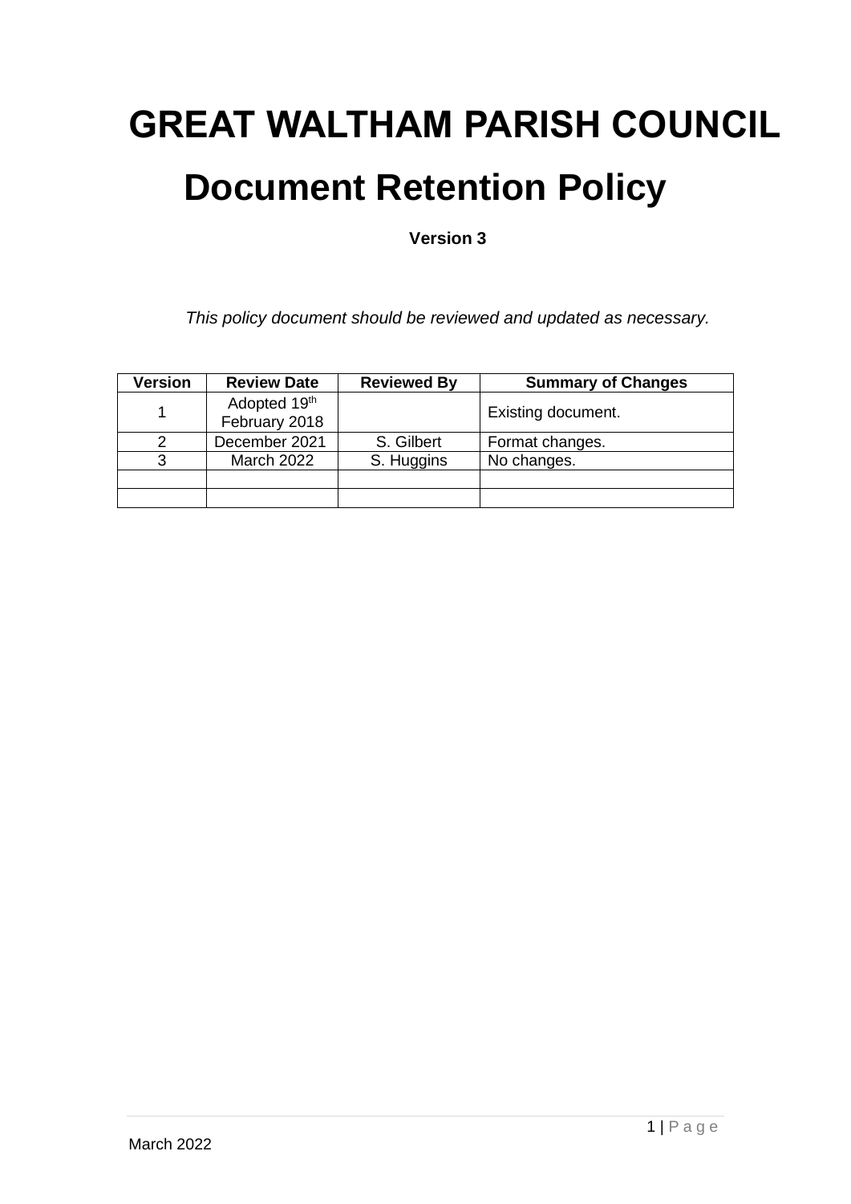# GREAT WALTHAM PARISH COUNCIL

# Document Retention Policy

**Version 3**

*This policy document should be reviewed and updated as necessary.*

| Version | Review Date | Reviewed By | Summary of Changes |
|---|---|---|---|
| 1 | Adopted 19th February 2018 | | Existing document. |
| 2 | December 2021 | S. Gilbert | Format changes. |
| 3 | March 2022 | S. Huggins | No changes. |
| | | | |
| | | | |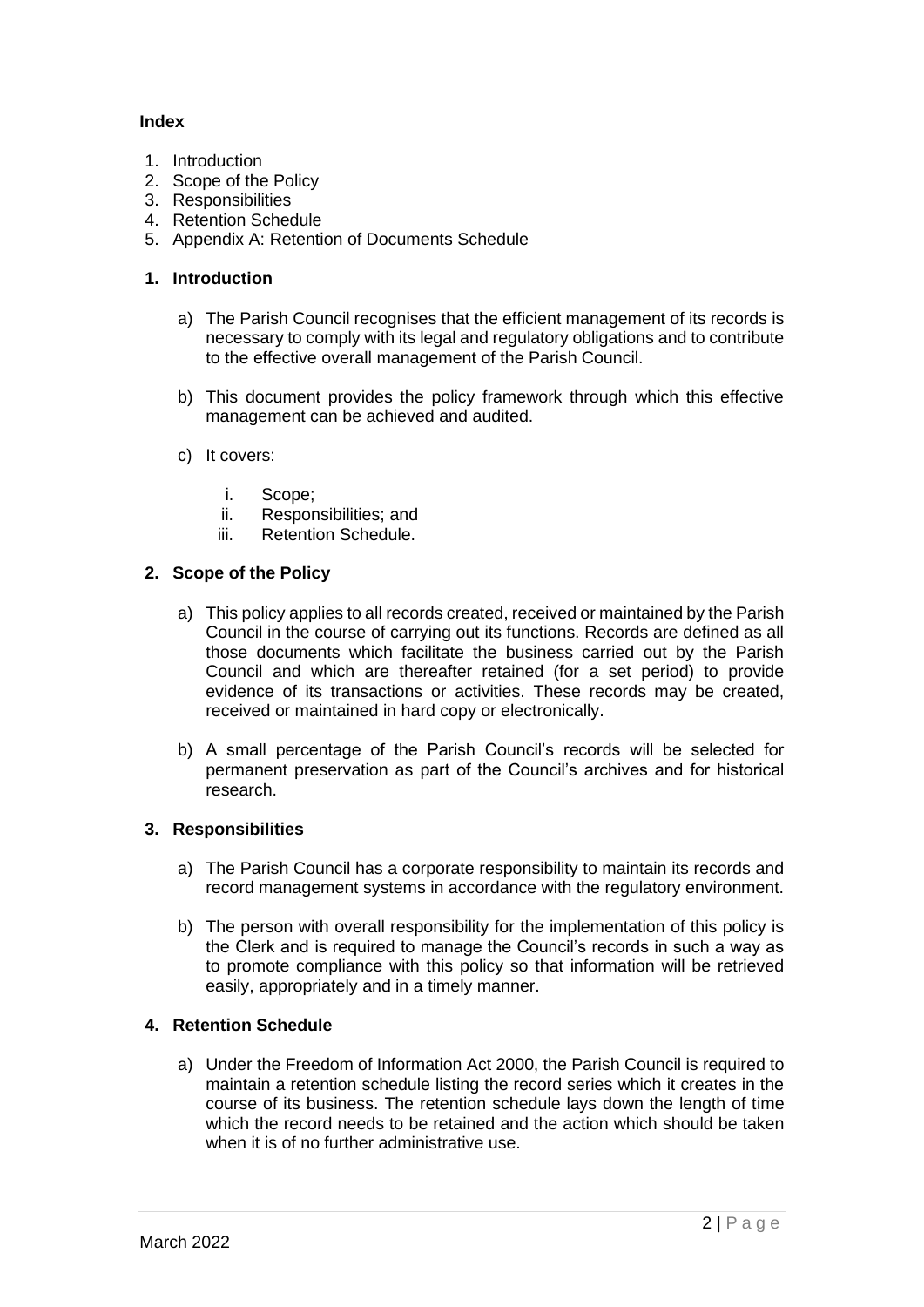**Index**

1. Introduction
2. Scope of the Policy
3. Responsibilities
4. Retention Schedule
5. Appendix A: Retention of Documents Schedule

## 1. Introduction

a) The Parish Council recognises that the efficient management of its records is necessary to comply with its legal and regulatory obligations and to contribute to the effective overall management of the Parish Council.

b) This document provides the policy framework through which this effective management can be achieved and audited.

c) It covers:

   i. Scope;
   ii. Responsibilities; and
   iii. Retention Schedule.

## 2. Scope of the Policy

a) This policy applies to all records created, received or maintained by the Parish Council in the course of carrying out its functions. Records are defined as all those documents which facilitate the business carried out by the Parish Council and which are thereafter retained (for a set period) to provide evidence of its transactions or activities. These records may be created, received or maintained in hard copy or electronically.

b) A small percentage of the Parish Council's records will be selected for permanent preservation as part of the Council's archives and for historical research.

## 3. Responsibilities

a) The Parish Council has a corporate responsibility to maintain its records and record management systems in accordance with the regulatory environment.

b) The person with overall responsibility for the implementation of this policy is the Clerk and is required to manage the Council's records in such a way as to promote compliance with this policy so that information will be retrieved easily, appropriately and in a timely manner.

## 4. Retention Schedule

a) Under the Freedom of Information Act 2000, the Parish Council is required to maintain a retention schedule listing the record series which it creates in the course of its business. The retention schedule lays down the length of time which the record needs to be retained and the action which should be taken when it is of no further administrative use.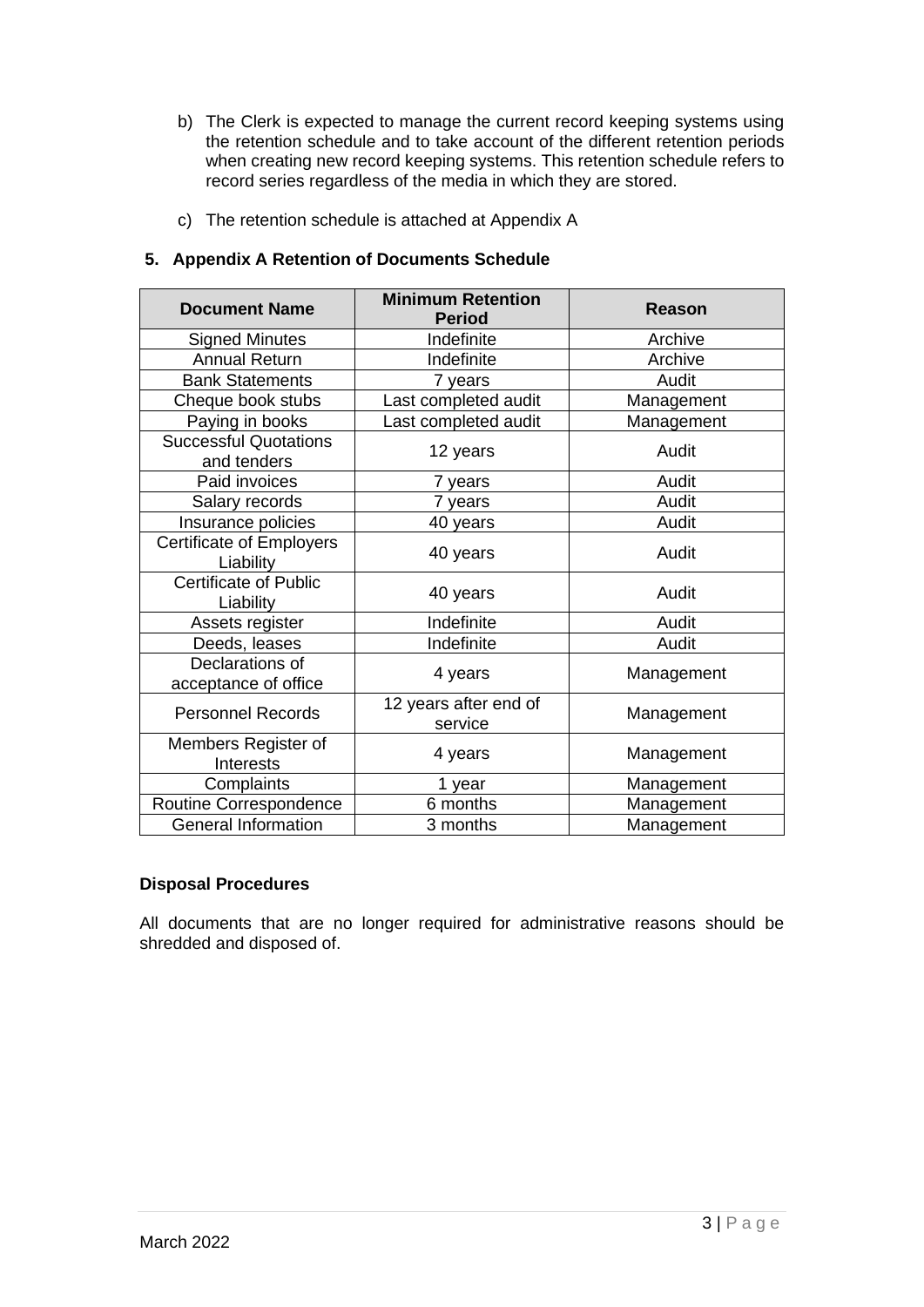b) The Clerk is expected to manage the current record keeping systems using the retention schedule and to take account of the different retention periods when creating new record keeping systems. This retention schedule refers to record series regardless of the media in which they are stored.

c) The retention schedule is attached at Appendix A

## 5. Appendix A Retention of Documents Schedule

| Document Name | Minimum Retention Period | Reason |
|---|---|---|
| Signed Minutes | Indefinite | Archive |
| Annual Return | Indefinite | Archive |
| Bank Statements | 7 years | Audit |
| Cheque book stubs | Last completed audit | Management |
| Paying in books | Last completed audit | Management |
| Successful Quotations and tenders | 12 years | Audit |
| Paid invoices | 7 years | Audit |
| Salary records | 7 years | Audit |
| Insurance policies | 40 years | Audit |
| Certificate of Employers Liability | 40 years | Audit |
| Certificate of Public Liability | 40 years | Audit |
| Assets register | Indefinite | Audit |
| Deeds, leases | Indefinite | Audit |
| Declarations of acceptance of office | 4 years | Management |
| Personnel Records | 12 years after end of service | Management |
| Members Register of Interests | 4 years | Management |
| Complaints | 1 year | Management |
| Routine Correspondence | 6 months | Management |
| General Information | 3 months | Management |

**Disposal Procedures**

All documents that are no longer required for administrative reasons should be shredded and disposed of.

March 2022